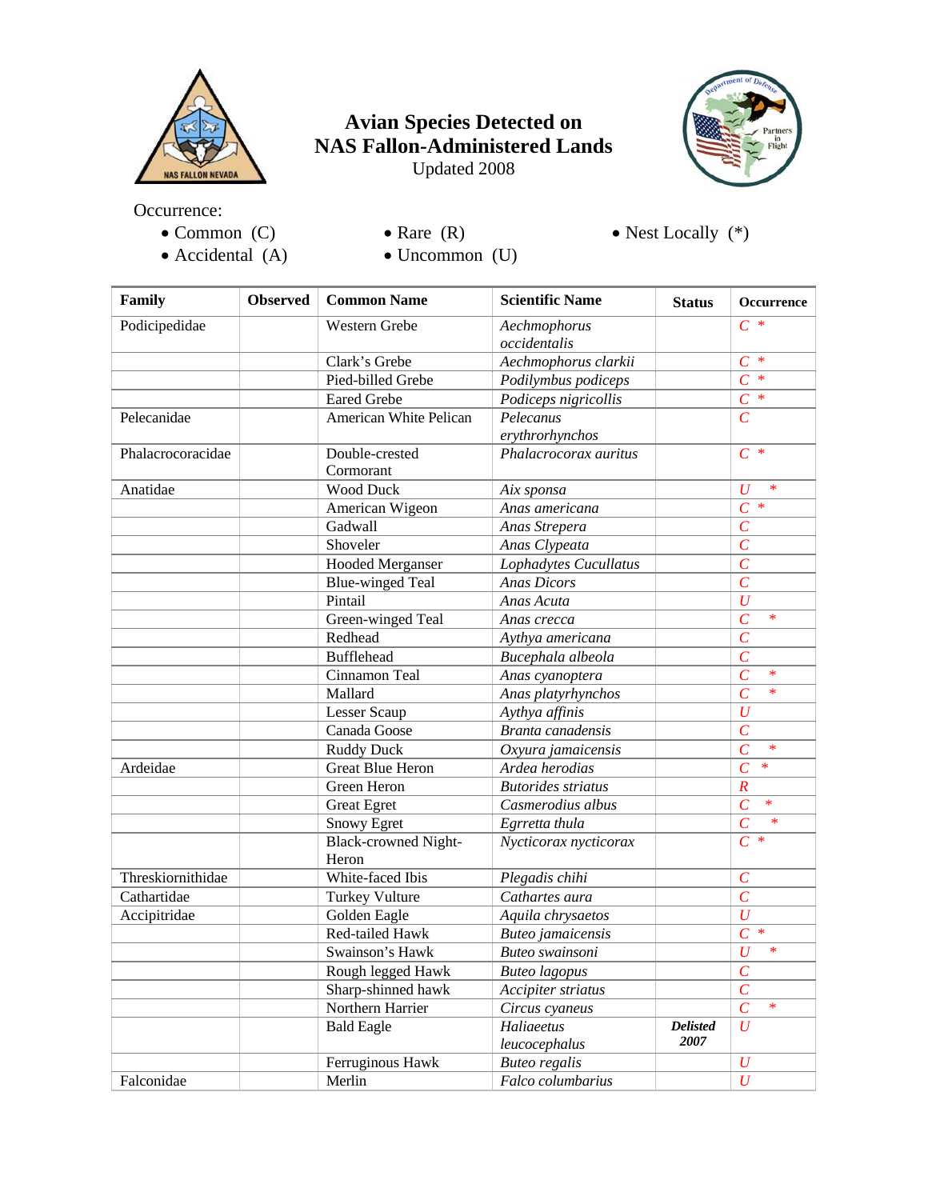# Avian Species Detected on NAS Fallon-Administered Lands

Updated 2008

Occurrence:

- Common (C)
- Accidental (A)
- Rare (R)
- Uncommon (U)
- Nest Locally (*)

| Family | Observed | Common Name | Scientific Name | Status | Occurrence |
|---|---|---|---|---|---|
| Podicipedidae | | Western Grebe | *Aechmophorus occidentalis* | | *C* * |
| | | Clark's Grebe | *Aechmophorus clarkii* | | *C* * |
| | | Pied-billed Grebe | *Podilymbus podiceps* | | *C* * |
| | | Eared Grebe | *Podiceps nigricollis* | | *C* * |
| Pelecanidae | | American White Pelican | *Pelecanus erythrorhynchos* | | *C* |
| Phalacrocoracidae | | Double-crested Cormorant | *Phalacrocorax auritus* | | *C* * |
| Anatidae | | Wood Duck | *Aix sponsa* | | *U* * |
| | | American Wigeon | *Anas americana* | | *C* * |
| | | Gadwall | *Anas Strepera* | | *C* |
| | | Shoveler | *Anas Clypeata* | | *C* |
| | | Hooded Merganser | *Lophadytes Cucullatus* | | *C* |
| | | Blue-winged Teal | *Anas Dicors* | | *C* |
| | | Pintail | *Anas Acuta* | | *U* |
| | | Green-winged Teal | *Anas crecca* | | *C* * |
| | | Redhead | *Aythya americana* | | *C* |
| | | Bufflehead | *Bucephala albeola* | | *C* |
| | | Cinnamon Teal | *Anas cyanoptera* | | *C* * |
| | | Mallard | *Anas platyrhynchos* | | *C* * |
| | | Lesser Scaup | *Aythya affinis* | | *U* |
| | | Canada Goose | *Branta canadensis* | | *C* |
| | | Ruddy Duck | *Oxyura jamaicensis* | | *C* * |
| Ardeidae | | Great Blue Heron | *Ardea herodias* | | *C* * |
| | | Green Heron | *Butorides striatus* | | *R* |
| | | Great Egret | *Casmerodius albus* | | *C* * |
| | | Snowy Egret | *Egrretta thula* | | *C* * |
| | | Black-crowned Night-Heron | *Nycticorax nycticorax* | | *C* * |
| Threskiornithidae | | White-faced Ibis | *Plegadis chihi* | | *C* |
| Cathartidae | | Turkey Vulture | *Carthartes aura* | | *C* |
| Accipitridae | | Golden Eagle | *Aquila chrysaetos* | | *U* |
| | | Red-tailed Hawk | *Buteo jamaicensis* | | *C* * |
| | | Swainson's Hawk | *Buteo swainsoni* | | *U* * |
| | | Rough legged Hawk | *Buteo lagopus* | | *C* |
| | | Sharp-shinned hawk | *Accipiter striatus* | | *C* |
| | | Northern Harrier | *Circus cyaneus* | | *C* * |
| | | Bald Eagle | *Haliaeetus leucocephalus* | ***Delisted 2007*** | *U* |
| | | Ferruginous Hawk | *Buteo regalis* | | *U* |
| Falconidae | | Merlin | *Falco columbarius* | | *U* |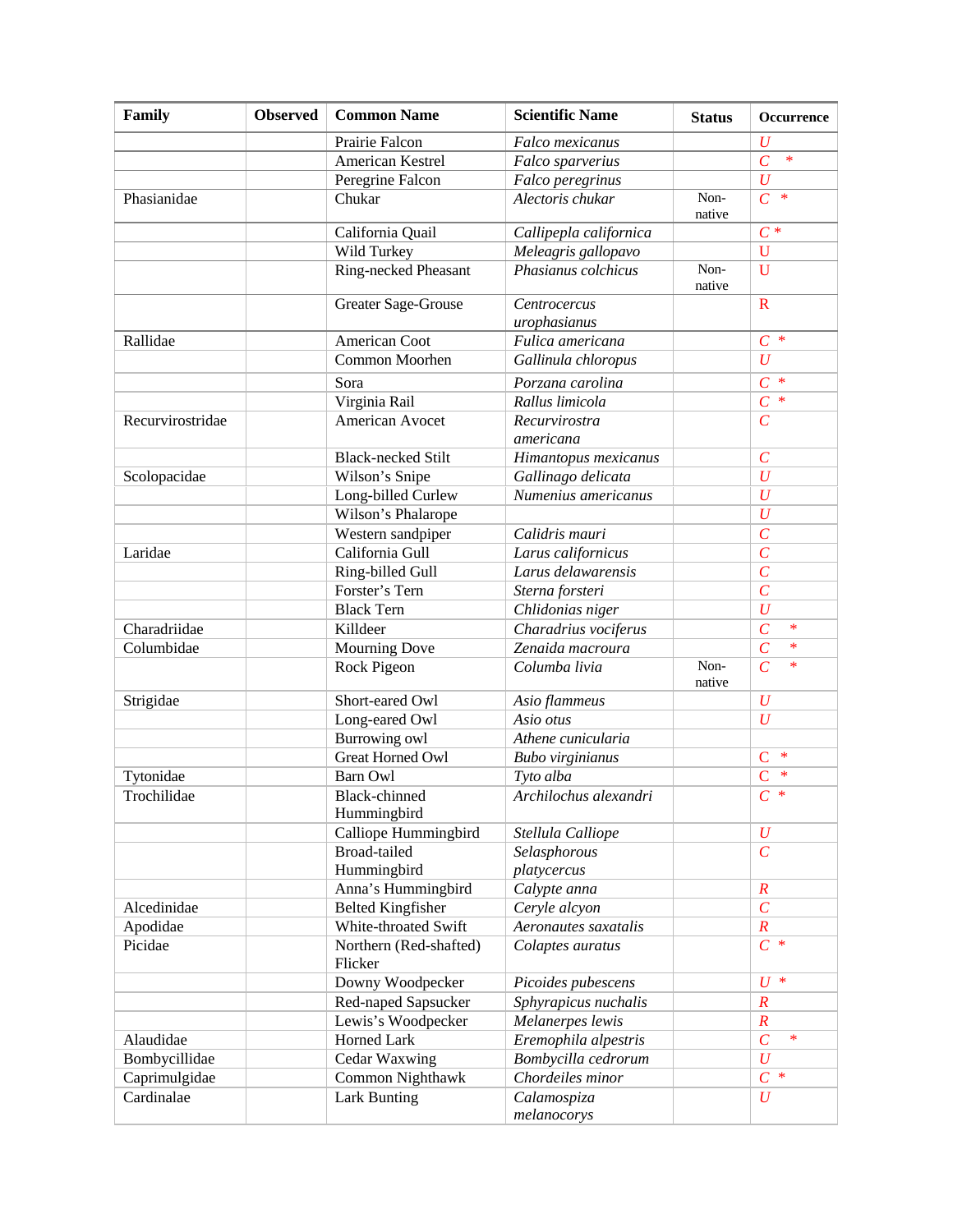| Family | Observed | Common Name | Scientific Name | Status | Occurrence |
|---|---|---|---|---|---|
| | | Prairie Falcon | *Falco mexicanus* | | *U* |
| | | American Kestrel | *Falco sparverius* | | *C* * |
| | | Peregrine Falcon | *Falco peregrinus* | | *U* |
| Phasianidae | | Chukar | *Alectoris chukar* | Non-native | *C* * |
| | | California Quail | *Callipepla californica* | | *C* * |
| | | Wild Turkey | *Meleagris gallopavo* | | U |
| | | Ring-necked Pheasant | *Phasianus colchicus* | Non-native | U |
| | | Greater Sage-Grouse | *Centrocercus urophasianus* | | R |
| Rallidae | | American Coot | *Fulica americana* | | *C* * |
| | | Common Moorhen | *Gallinula chloropus* | | *U* |
| | | Sora | *Porzana carolina* | | *C* * |
| | | Virginia Rail | *Rallus limicola* | | *C* * |
| Recurvirostridae | | American Avocet | *Recurvirostra americana* | | *C* |
| | | Black-necked Stilt | *Himantopus mexicanus* | | *C* |
| Scolopacidae | | Wilson's Snipe | *Gallinago delicata* | | *U* |
| | | Long-billed Curlew | *Numenius americanus* | | *U* |
| | | Wilson's Phalarope | | | *U* |
| | | Western sandpiper | *Calidris mauri* | | *C* |
| Laridae | | California Gull | *Larus californicus* | | *C* |
| | | Ring-billed Gull | *Larus delawarensis* | | *C* |
| | | Forster's Tern | *Sterna forsteri* | | *C* |
| | | Black Tern | *Chlidonias niger* | | *U* |
| Charadriidae | | Killdeer | *Charadrius vociferus* | | *C* * |
| Columbidae | | Mourning Dove | *Zenaida macroura* | | *C* * |
| | | Rock Pigeon | *Columba livia* | Non-native | *C* * |
| Strigidae | | Short-eared Owl | *Asio flammeus* | | *U* |
| | | Long-eared Owl | *Asio otus* | | *U* |
| | | Burrowing owl | *Athene cunicularia* | | |
| | | Great Horned Owl | *Bubo virginianus* | | C * |
| Tytonidae | | Barn Owl | *Tyto alba* | | C * |
| Trochilidae | | Black-chinned Hummingbird | *Archilochus alexandri* | | *C* * |
| | | Calliope Hummingbird | *Stellula Calliope* | | *U* |
| | | Broad-tailed Hummingbird | *Selasphorous platycercus* | | *C* |
| | | Anna's Hummingbird | *Calypte anna* | | *R* |
| Alcedinidae | | Belted Kingfisher | *Ceryle alcyon* | | *C* |
| Apodidae | | White-throated Swift | *Aeronautes saxatalis* | | *R* |
| Picidae | | Northern (Red-shafted) Flicker | *Colaptes auratus* | | *C* * |
| | | Downy Woodpecker | *Picoides pubescens* | | *U* * |
| | | Red-naped Sapsucker | *Sphyrapicus nuchalis* | | *R* |
| | | Lewis's Woodpecker | *Melanerpes lewis* | | *R* |
| Alaudidae | | Horned Lark | *Eremophila alpestris* | | *C* * |
| Bombycillidae | | Cedar Waxwing | *Bombycilla cedrorum* | | *U* |
| Caprimulgidae | | Common Nighthawk | *Chordeiles minor* | | *C* * |
| Cardinalae | | Lark Bunting | *Calamospiza melanocorys* | | *U* |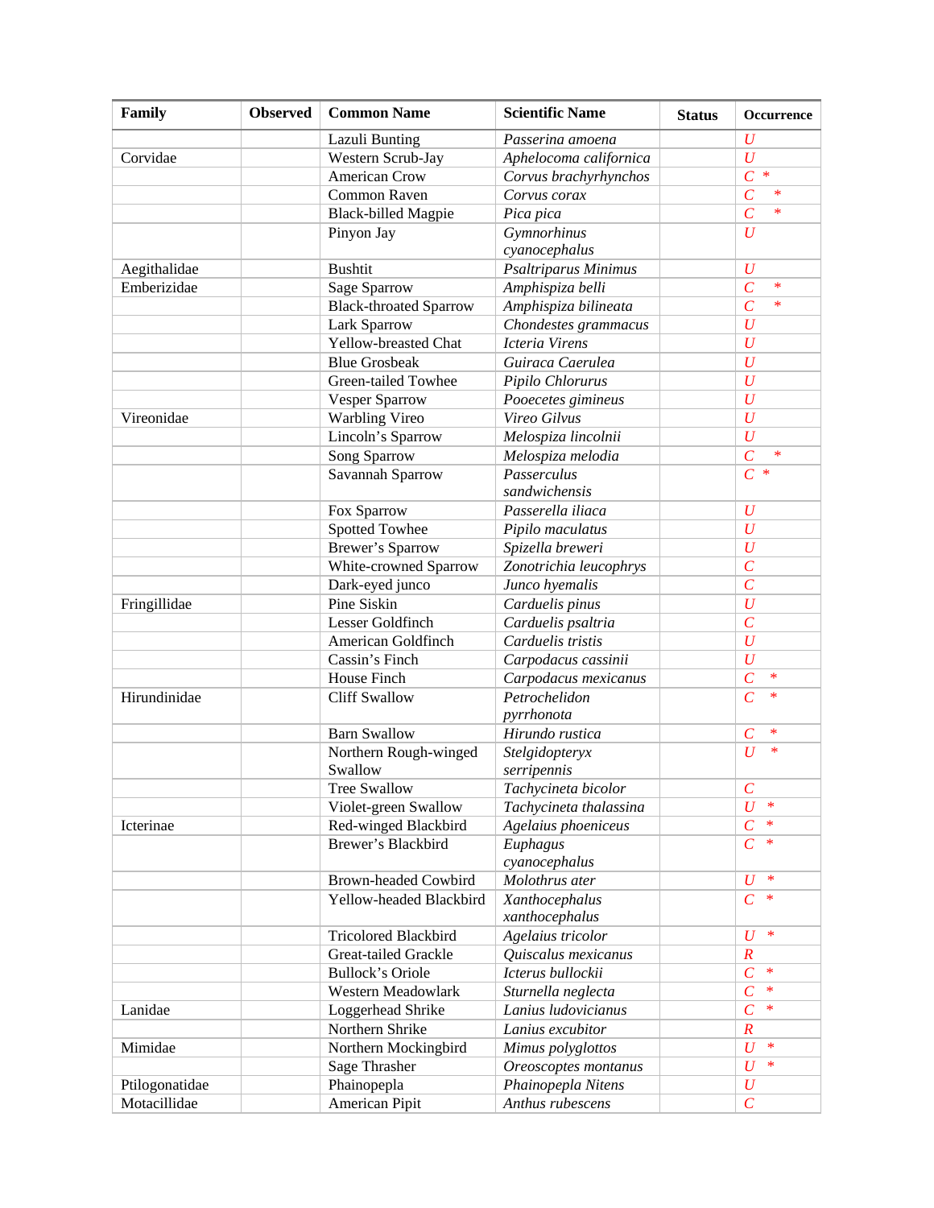| Family | Observed | Common Name | Scientific Name | Status | Occurrence |
|---|---|---|---|---|---|
| | | Lazuli Bunting | *Passerina amoena* | | *U* |
| Corvidae | | Western Scrub-Jay | *Aphelocoma californica* | | *U* |
| | | American Crow | *Corvus brachyrhynchos* | | *C* * |
| | | Common Raven | *Corvus corax* | | *C* * |
| | | Black-billed Magpie | *Pica pica* | | *C* * |
| | | Pinyon Jay | *Gymnorhinus cyanocephalus* | | *U* |
| Aegithalidae | | Bushtit | *Psaltriparus Minimus* | | *U* |
| Emberizidae | | Sage Sparrow | *Amphispiza belli* | | *C* * |
| | | Black-throated Sparrow | *Amphispiza bilineata* | | *C* * |
| | | Lark Sparrow | *Chondestes grammacus* | | *U* |
| | | Yellow-breasted Chat | *Icteria Virens* | | *U* |
| | | Blue Grosbeak | *Guiraca Caerulea* | | *U* |
| | | Green-tailed Towhee | *Pipilo Chlorurus* | | *U* |
| | | Vesper Sparrow | *Pooecetes gimineus* | | *U* |
| Vireonidae | | Warbling Vireo | *Vireo Gilvus* | | *U* |
| | | Lincoln's Sparrow | *Melospiza lincolnii* | | *U* |
| | | Song Sparrow | *Melospiza melodia* | | *C* * |
| | | Savannah Sparrow | *Passerculus sandwichensis* | | *C* * |
| | | Fox Sparrow | *Passerella iliaca* | | *U* |
| | | Spotted Towhee | *Pipilo maculatus* | | *U* |
| | | Brewer's Sparrow | *Spizella breweri* | | *U* |
| | | White-crowned Sparrow | *Zonotrichia leucophrys* | | *C* |
| | | Dark-eyed junco | *Junco hyemalis* | | *C* |
| Fringillidae | | Pine Siskin | *Carduelis pinus* | | *U* |
| | | Lesser Goldfinch | *Carduelis psaltria* | | *C* |
| | | American Goldfinch | *Carduelis tristis* | | *U* |
| | | Cassin's Finch | *Carpodacus cassinii* | | *U* |
| | | House Finch | *Carpodacus mexicanus* | | *C* * |
| Hirundinidae | | Cliff Swallow | *Petrochelidon pyrrhonota* | | *C* * |
| | | Barn Swallow | *Hirundo rustica* | | *C* * |
| | | Northern Rough-winged Swallow | *Stelgidopteryx serripennis* | | *U* * |
| | | Tree Swallow | *Tachycineta bicolor* | | *C* |
| | | Violet-green Swallow | *Tachycineta thalassina* | | *U* * |
| Icterinae | | Red-winged Blackbird | *Agelaius phoeniceus* | | *C* * |
| | | Brewer's Blackbird | *Euphagus cyanocephalus* | | *C* * |
| | | Brown-headed Cowbird | *Molothrus ater* | | *U* * |
| | | Yellow-headed Blackbird | *Xanthocephalus xanthocephalus* | | *C* * |
| | | Tricolored Blackbird | *Agelaius tricolor* | | *U* * |
| | | Great-tailed Grackle | *Quiscalus mexicanus* | | *R* |
| | | Bullock's Oriole | *Icterus bullockii* | | *C* * |
| | | Western Meadowlark | *Sturnella neglecta* | | *C* * |
| Lanidae | | Loggerhead Shrike | *Lanius ludovicianus* | | *C* * |
| | | Northern Shrike | *Lanius excubitor* | | *R* |
| Mimidae | | Northern Mockingbird | *Mimus polyglottos* | | *U* * |
| | | Sage Thrasher | *Oreoscoptes montanus* | | *U* * |
| Ptilogonatidae | | Phainopepla | *Phainopepla Nitens* | | *U* |
| Motacillidae | | American Pipit | *Anthus rubescens* | | *C* |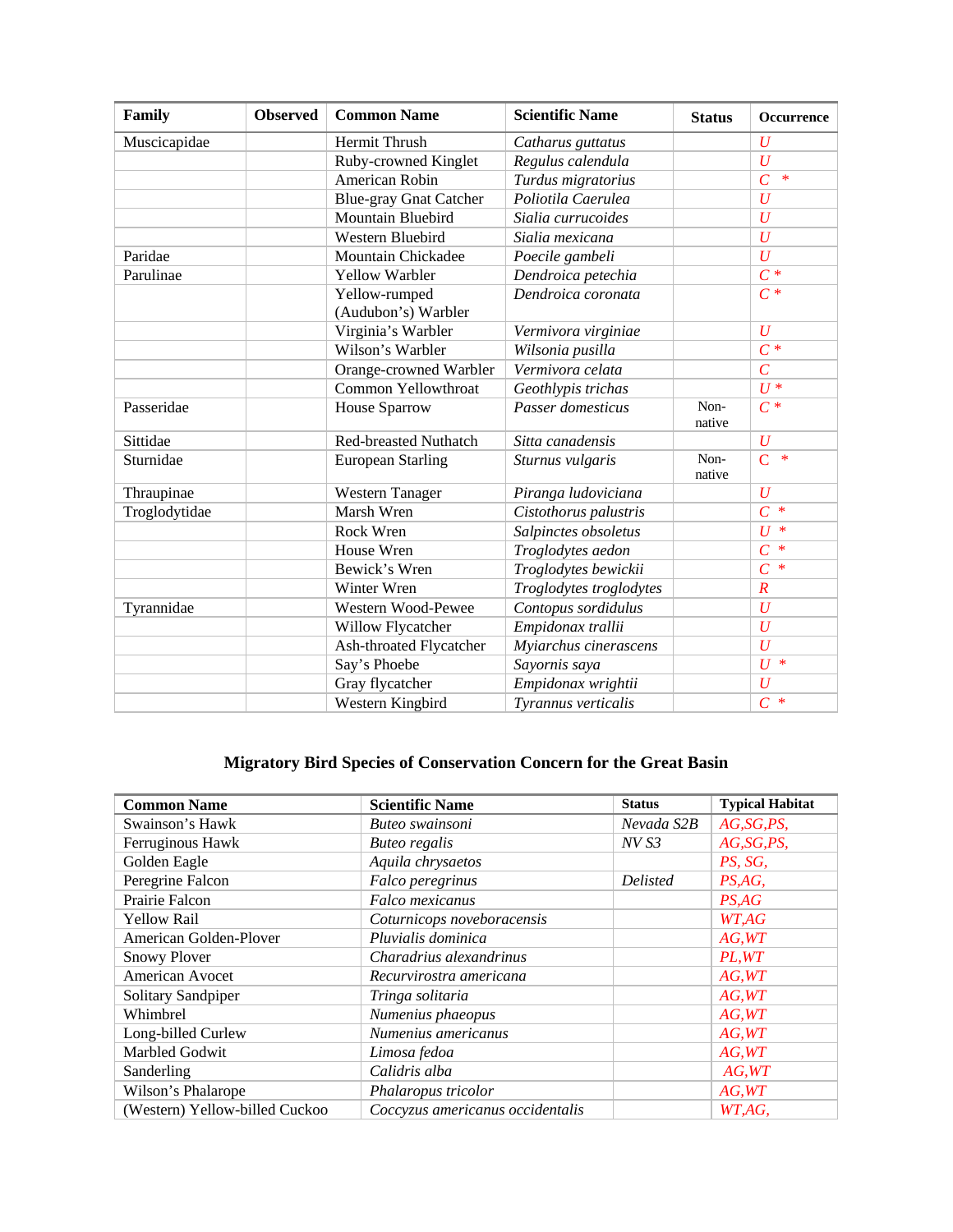| Family | Observed | Common Name | Scientific Name | Status | Occurrence |
|---|---|---|---|---|---|
| Muscicapidae | | Hermit Thrush | *Catharus guttatus* | | *U* |
| | | Ruby-crowned Kinglet | *Regulus calendula* | | *U* |
| | | American Robin | *Turdus migratorius* | | *C* * |
| | | Blue-gray Gnat Catcher | *Poliotila Caerulea* | | *U* |
| | | Mountain Bluebird | *Sialia currucoides* | | *U* |
| | | Western Bluebird | *Sialia mexicana* | | *U* |
| Paridae | | Mountain Chickadee | *Poecile gambeli* | | *U* |
| Parulinae | | Yellow Warbler | *Dendroica petechia* | | *C* * |
| | | Yellow-rumped (Audubon's) Warbler | *Dendroica coronata* | | *C* * |
| | | Virginia's Warbler | *Vermivora virginiae* | | *U* |
| | | Wilson's Warbler | *Wilsonia pusilla* | | *C* * |
| | | Orange-crowned Warbler | *Vermivora celata* | | *C* |
| | | Common Yellowthroat | *Geothlypis trichas* | | *U* * |
| Passeridae | | House Sparrow | *Passer domesticus* | Non-native | *C* * |
| Sittidae | | Red-breasted Nuthatch | *Sitta canadensis* | | *U* |
| Sturnidae | | European Starling | *Sturnus vulgaris* | Non-native | C * |
| Thraupinae | | Western Tanager | *Piranga ludoviciana* | | *U* |
| Troglodytidae | | Marsh Wren | *Cistothorus palustris* | | *C* * |
| | | Rock Wren | *Salpinctes obsoletus* | | *U* * |
| | | House Wren | *Troglodytes aedon* | | *C* * |
| | | Bewick's Wren | *Troglodytes bewickii* | | *C* * |
| | | Winter Wren | *Troglodytes troglodytes* | | *R* |
| Tyrannidae | | Western Wood-Pewee | *Contopus sordidulus* | | *U* |
| | | Willow Flycatcher | *Empidonax trallii* | | *U* |
| | | Ash-throated Flycatcher | *Myiarchus cinerascens* | | *U* |
| | | Say's Phoebe | *Sayornis saya* | | *U* * |
| | | Gray flycatcher | *Empidonax wrightii* | | *U* |
| | | Western Kingbird | *Tyrannus verticalis* | | *C* * |

## Migratory Bird Species of Conservation Concern for the Great Basin

| Common Name | Scientific Name | Status | Typical Habitat |
|---|---|---|---|
| Swainson's Hawk | *Buteo swainsoni* | *Nevada S2B* | *AG,SG,PS,* |
| Ferruginous Hawk | *Buteo regalis* | *NV S3* | *AG,SG,PS,* |
| Golden Eagle | *Aquila chrysaetos* | | *PS, SG,* |
| Peregrine Falcon | *Falco peregrinus* | *Delisted* | *PS,AG,* |
| Prairie Falcon | *Falco mexicanus* | | *PS,AG* |
| Yellow Rail | *Coturnicops noveboracensis* | | *WT,AG* |
| American Golden-Plover | *Pluvialis dominica* | | *AG,WT* |
| Snowy Plover | *Charadrius alexandrinus* | | *PL,WT* |
| American Avocet | *Recurvirostra americana* | | *AG,WT* |
| Solitary Sandpiper | *Tringa solitaria* | | *AG,WT* |
| Whimbrel | *Numenius phaeopus* | | *AG,WT* |
| Long-billed Curlew | *Numenius americanus* | | *AG,WT* |
| Marbled Godwit | *Limosa fedoa* | | *AG,WT* |
| Sanderling | *Calidris alba* | | *AG,WT* |
| Wilson's Phalarope | *Phalaropus tricolor* | | *AG,WT* |
| (Western) Yellow-billed Cuckoo | *Coccyzus americanus occidentalis* | | *WT,AG,* |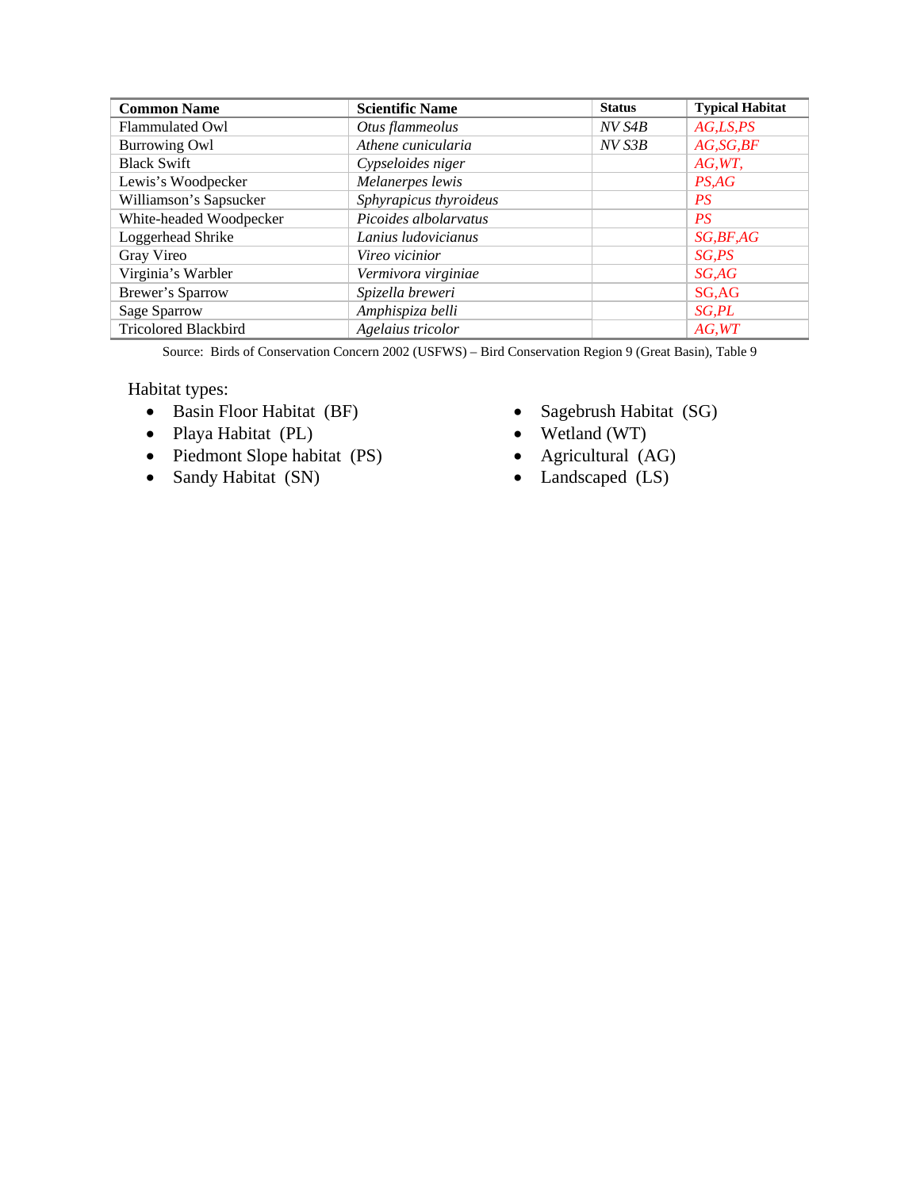| Common Name | Scientific Name | Status | Typical Habitat |
|---|---|---|---|
| Flammulated Owl | *Otus flammeolus* | *NV S4B* | *AG,LS,PS* |
| Burrowing Owl | *Athene cunicularia* | *NV S3B* | *AG,SG,BF* |
| Black Swift | *Cypseloides niger* | | *AG,WT,* |
| Lewis's Woodpecker | *Melanerpes lewis* | | *PS,AG* |
| Williamson's Sapsucker | *Sphyrapicus thyroideus* | | *PS* |
| White-headed Woodpecker | *Picoides albolarvatus* | | *PS* |
| Loggerhead Shrike | *Lanius ludovicianus* | | *SG,BF,AG* |
| Gray Vireo | *Vireo vicinior* | | *SG,PS* |
| Virginia's Warbler | *Vermivora virginiae* | | *SG,AG* |
| Brewer's Sparrow | *Spizella breweri* | | SG,AG |
| Sage Sparrow | *Amphispiza belli* | | *SG,PL* |
| Tricolored Blackbird | *Agelaius tricolor* | | *AG,WT* |

Source: Birds of Conservation Concern 2002 (USFWS) – Bird Conservation Region 9 (Great Basin), Table 9

Habitat types:

- Basin Floor Habitat (BF)
- Playa Habitat (PL)
- Piedmont Slope habitat (PS)
- Sandy Habitat (SN)
- Sagebrush Habitat (SG)
- Wetland (WT)
- Agricultural (AG)
- Landscaped (LS)